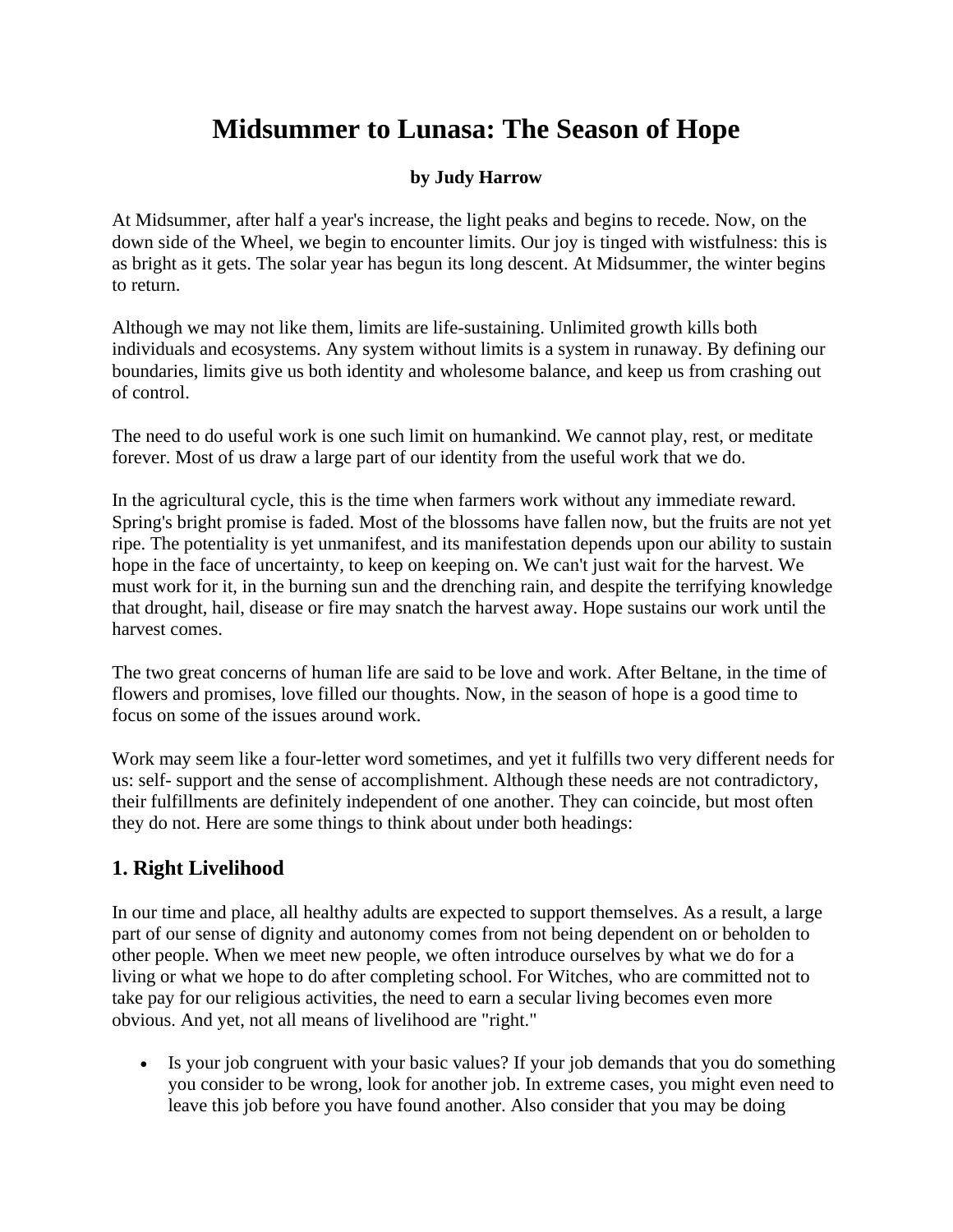# Midsummer to Lunasa: The Season of Hope

**by Judy Harrow**

At Midsummer, after half a year's increase, the light peaks and begins to recede. Now, on the down side of the Wheel, we begin to encounter limits. Our joy is tinged with wistfulness: this is as bright as it gets. The solar year has begun its long descent. At Midsummer, the winter begins to return.

Although we may not like them, limits are life-sustaining. Unlimited growth kills both individuals and ecosystems. Any system without limits is a system in runaway. By defining our boundaries, limits give us both identity and wholesome balance, and keep us from crashing out of control.

The need to do useful work is one such limit on humankind. We cannot play, rest, or meditate forever. Most of us draw a large part of our identity from the useful work that we do.

In the agricultural cycle, this is the time when farmers work without any immediate reward. Spring's bright promise is faded. Most of the blossoms have fallen now, but the fruits are not yet ripe. The potentiality is yet unmanifest, and its manifestation depends upon our ability to sustain hope in the face of uncertainty, to keep on keeping on. We can't just wait for the harvest. We must work for it, in the burning sun and the drenching rain, and despite the terrifying knowledge that drought, hail, disease or fire may snatch the harvest away. Hope sustains our work until the harvest comes.

The two great concerns of human life are said to be love and work. After Beltane, in the time of flowers and promises, love filled our thoughts. Now, in the season of hope is a good time to focus on some of the issues around work.

Work may seem like a four-letter word sometimes, and yet it fulfills two very different needs for us: self- support and the sense of accomplishment. Although these needs are not contradictory, their fulfillments are definitely independent of one another. They can coincide, but most often they do not. Here are some things to think about under both headings:

## 1. Right Livelihood

In our time and place, all healthy adults are expected to support themselves. As a result, a large part of our sense of dignity and autonomy comes from not being dependent on or beholden to other people. When we meet new people, we often introduce ourselves by what we do for a living or what we hope to do after completing school. For Witches, who are committed not to take pay for our religious activities, the need to earn a secular living becomes even more obvious. And yet, not all means of livelihood are "right."

- Is your job congruent with your basic values? If your job demands that you do something you consider to be wrong, look for another job. In extreme cases, you might even need to leave this job before you have found another. Also consider that you may be doing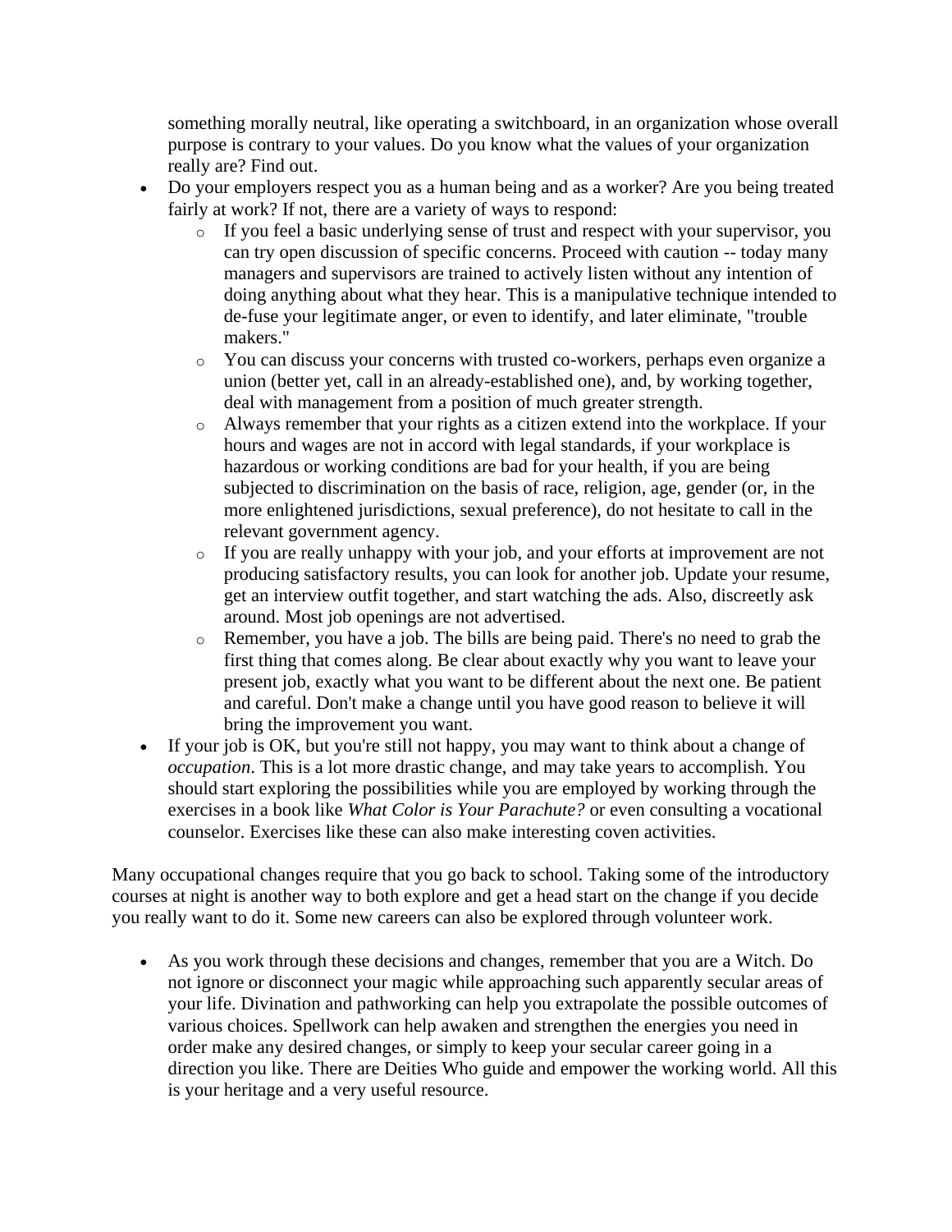something morally neutral, like operating a switchboard, in an organization whose overall purpose is contrary to your values. Do you know what the values of your organization really are? Find out.

- Do your employers respect you as a human being and as a worker? Are you being treated fairly at work? If not, there are a variety of ways to respond:
    - If you feel a basic underlying sense of trust and respect with your supervisor, you can try open discussion of specific concerns. Proceed with caution -- today many managers and supervisors are trained to actively listen without any intention of doing anything about what they hear. This is a manipulative technique intended to de-fuse your legitimate anger, or even to identify, and later eliminate, "trouble makers."
    - You can discuss your concerns with trusted co-workers, perhaps even organize a union (better yet, call in an already-established one), and, by working together, deal with management from a position of much greater strength.
    - Always remember that your rights as a citizen extend into the workplace. If your hours and wages are not in accord with legal standards, if your workplace is hazardous or working conditions are bad for your health, if you are being subjected to discrimination on the basis of race, religion, age, gender (or, in the more enlightened jurisdictions, sexual preference), do not hesitate to call in the relevant government agency.
    - If you are really unhappy with your job, and your efforts at improvement are not producing satisfactory results, you can look for another job. Update your resume, get an interview outfit together, and start watching the ads. Also, discreetly ask around. Most job openings are not advertised.
    - Remember, you have a job. The bills are being paid. There's no need to grab the first thing that comes along. Be clear about exactly why you want to leave your present job, exactly what you want to be different about the next one. Be patient and careful. Don't make a change until you have good reason to believe it will bring the improvement you want.
- If your job is OK, but you're still not happy, you may want to think about a change of *occupation*. This is a lot more drastic change, and may take years to accomplish. You should start exploring the possibilities while you are employed by working through the exercises in a book like *What Color is Your Parachute?* or even consulting a vocational counselor. Exercises like these can also make interesting coven activities.

Many occupational changes require that you go back to school. Taking some of the introductory courses at night is another way to both explore and get a head start on the change if you decide you really want to do it. Some new careers can also be explored through volunteer work.

- As you work through these decisions and changes, remember that you are a Witch. Do not ignore or disconnect your magic while approaching such apparently secular areas of your life. Divination and pathworking can help you extrapolate the possible outcomes of various choices. Spellwork can help awaken and strengthen the energies you need in order make any desired changes, or simply to keep your secular career going in a direction you like. There are Deities Who guide and empower the working world. All this is your heritage and a very useful resource.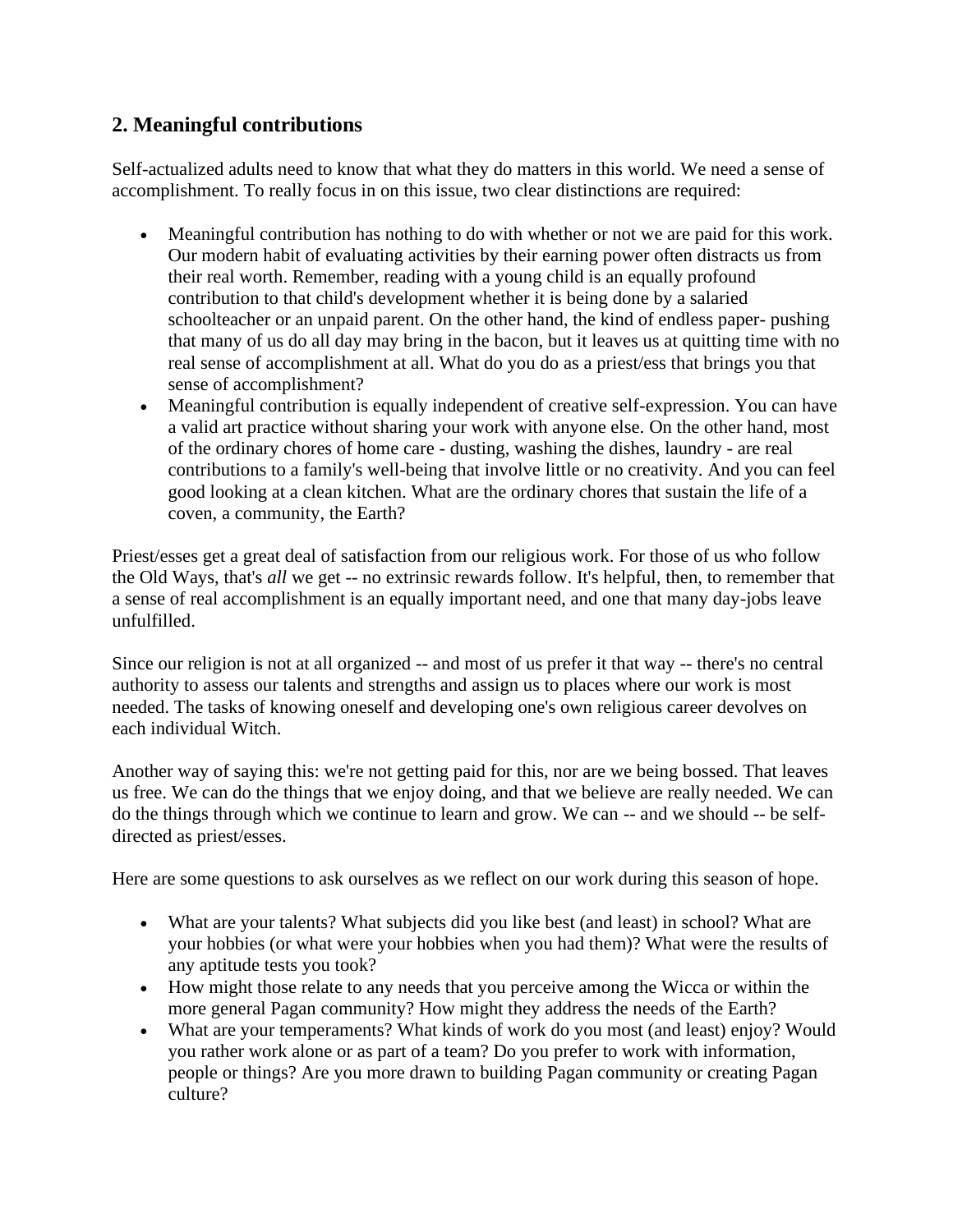## 2. Meaningful contributions

Self-actualized adults need to know that what they do matters in this world. We need a sense of accomplishment. To really focus in on this issue, two clear distinctions are required:

- Meaningful contribution has nothing to do with whether or not we are paid for this work. Our modern habit of evaluating activities by their earning power often distracts us from their real worth. Remember, reading with a young child is an equally profound contribution to that child's development whether it is being done by a salaried schoolteacher or an unpaid parent. On the other hand, the kind of endless paper- pushing that many of us do all day may bring in the bacon, but it leaves us at quitting time with no real sense of accomplishment at all. What do you do as a priest/ess that brings you that sense of accomplishment?
- Meaningful contribution is equally independent of creative self-expression. You can have a valid art practice without sharing your work with anyone else. On the other hand, most of the ordinary chores of home care - dusting, washing the dishes, laundry - are real contributions to a family's well-being that involve little or no creativity. And you can feel good looking at a clean kitchen. What are the ordinary chores that sustain the life of a coven, a community, the Earth?

Priest/esses get a great deal of satisfaction from our religious work. For those of us who follow the Old Ways, that's *all* we get -- no extrinsic rewards follow. It's helpful, then, to remember that a sense of real accomplishment is an equally important need, and one that many day-jobs leave unfulfilled.

Since our religion is not at all organized -- and most of us prefer it that way -- there's no central authority to assess our talents and strengths and assign us to places where our work is most needed. The tasks of knowing oneself and developing one's own religious career devolves on each individual Witch.

Another way of saying this: we're not getting paid for this, nor are we being bossed. That leaves us free. We can do the things that we enjoy doing, and that we believe are really needed. We can do the things through which we continue to learn and grow. We can -- and we should -- be self-directed as priest/esses.

Here are some questions to ask ourselves as we reflect on our work during this season of hope.

- What are your talents? What subjects did you like best (and least) in school? What are your hobbies (or what were your hobbies when you had them)? What were the results of any aptitude tests you took?
- How might those relate to any needs that you perceive among the Wicca or within the more general Pagan community? How might they address the needs of the Earth?
- What are your temperaments? What kinds of work do you most (and least) enjoy? Would you rather work alone or as part of a team? Do you prefer to work with information, people or things? Are you more drawn to building Pagan community or creating Pagan culture?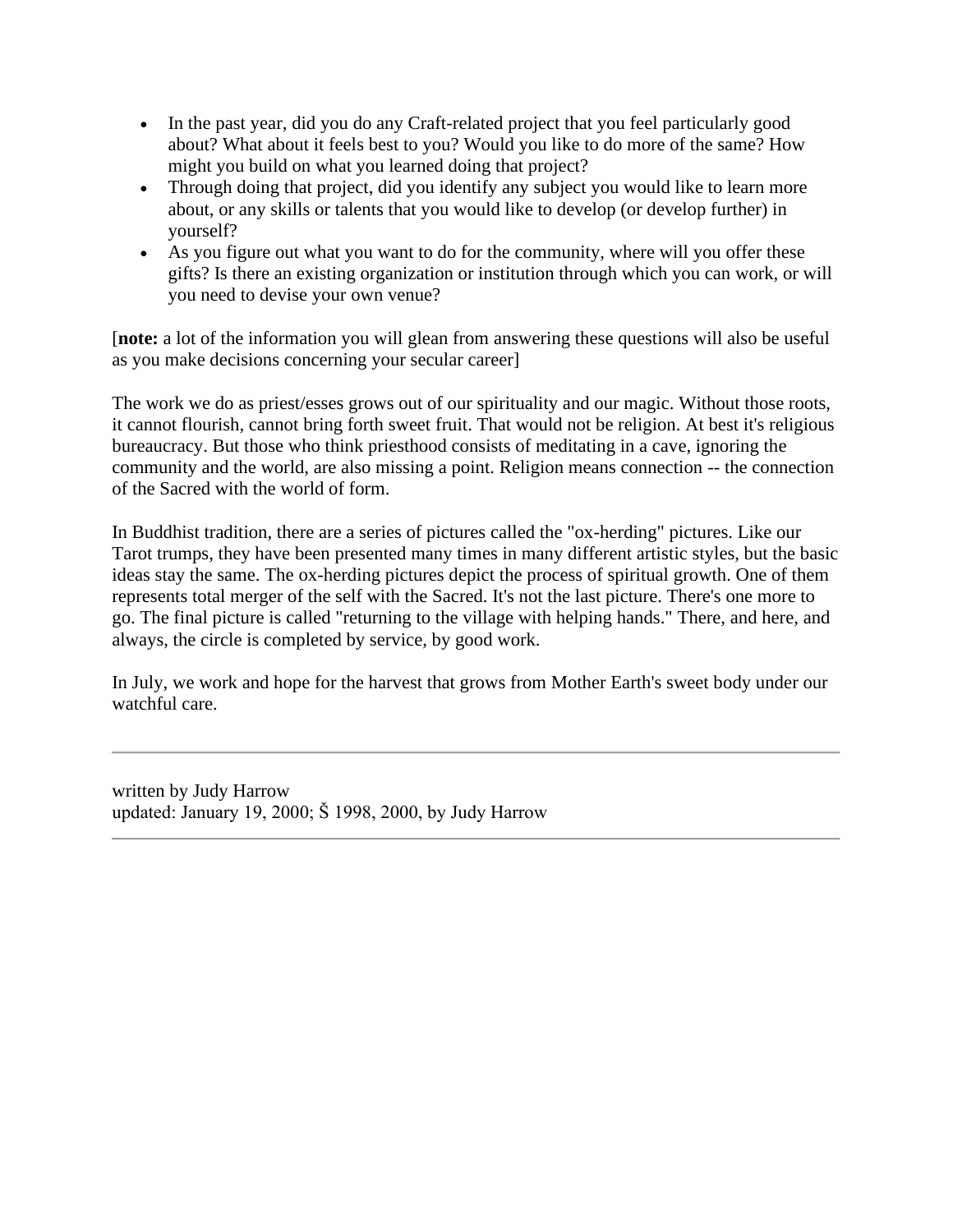- In the past year, did you do any Craft-related project that you feel particularly good about? What about it feels best to you? Would you like to do more of the same? How might you build on what you learned doing that project?
- Through doing that project, did you identify any subject you would like to learn more about, or any skills or talents that you would like to develop (or develop further) in yourself?
- As you figure out what you want to do for the community, where will you offer these gifts? Is there an existing organization or institution through which you can work, or will you need to devise your own venue?

[**note:** a lot of the information you will glean from answering these questions will also be useful as you make decisions concerning your secular career]

The work we do as priest/esses grows out of our spirituality and our magic. Without those roots, it cannot flourish, cannot bring forth sweet fruit. That would not be religion. At best it's religious bureaucracy. But those who think priesthood consists of meditating in a cave, ignoring the community and the world, are also missing a point. Religion means connection -- the connection of the Sacred with the world of form.

In Buddhist tradition, there are a series of pictures called the "ox-herding" pictures. Like our Tarot trumps, they have been presented many times in many different artistic styles, but the basic ideas stay the same. The ox-herding pictures depict the process of spiritual growth. One of them represents total merger of the self with the Sacred. It's not the last picture. There's one more to go. The final picture is called "returning to the village with helping hands." There, and here, and always, the circle is completed by service, by good work.

In July, we work and hope for the harvest that grows from Mother Earth's sweet body under our watchful care.

---

written by Judy Harrow
updated: January 19, 2000; Š 1998, 2000, by Judy Harrow

---